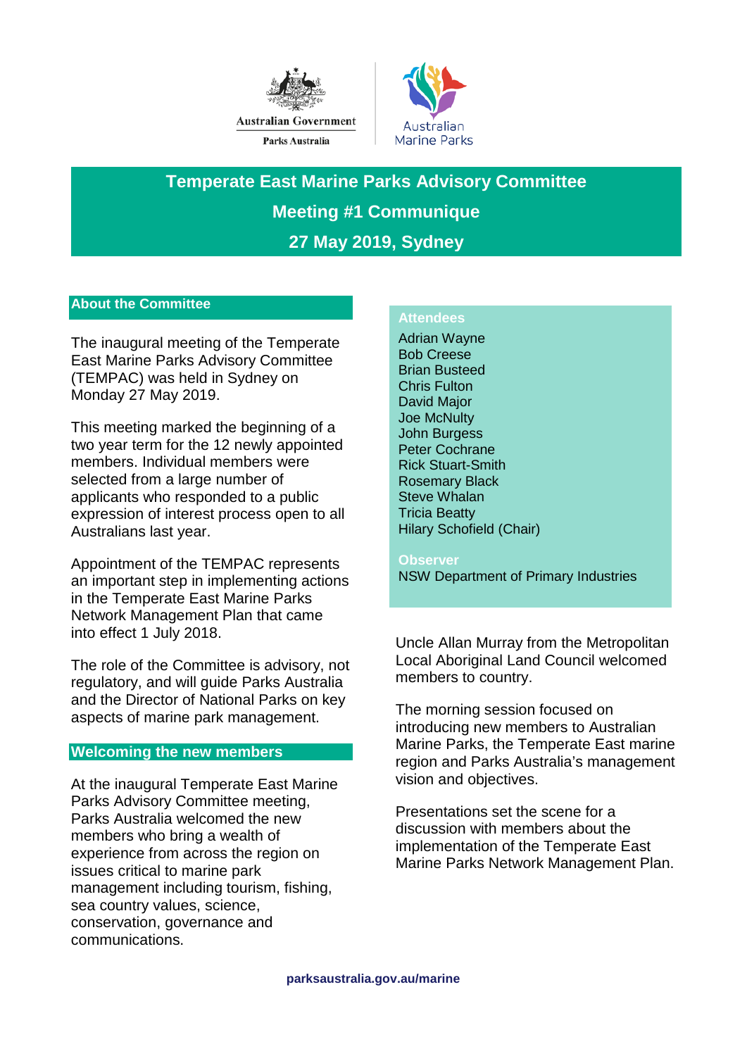Australian Government

Parks Australia

Australian Marine Parks

# Temperate East Marine Parks Advisory Committee

## Meeting #1 Communique

## 27 May 2019, Sydney

### About the Committee

The inaugural meeting of the Temperate East Marine Parks Advisory Committee (TEMPAC) was held in Sydney on Monday 27 May 2019.

This meeting marked the beginning of a two year term for the 12 newly appointed members. Individual members were selected from a large number of applicants who responded to a public expression of interest process open to all Australians last year.

Appointment of the TEMPAC represents an important step in implementing actions in the Temperate East Marine Parks Network Management Plan that came into effect 1 July 2018.

The role of the Committee is advisory, not regulatory, and will guide Parks Australia and the Director of National Parks on key aspects of marine park management.

### Welcoming the new members

At the inaugural Temperate East Marine Parks Advisory Committee meeting, Parks Australia welcomed the new members who bring a wealth of experience from across the region on issues critical to marine park management including tourism, fishing, sea country values, science, conservation, governance and communications.

**Attendees**

Adrian Wayne
Bob Creese
Brian Busteed
Chris Fulton
David Major
Joe McNulty
John Burgess
Peter Cochrane
Rick Stuart-Smith
Rosemary Black
Steve Whalan
Tricia Beatty
Hilary Schofield (Chair)

**Observer**

NSW Department of Primary Industries

Uncle Allan Murray from the Metropolitan Local Aboriginal Land Council welcomed members to country.

The morning session focused on introducing new members to Australian Marine Parks, the Temperate East marine region and Parks Australia's management vision and objectives.

Presentations set the scene for a discussion with members about the implementation of the Temperate East Marine Parks Network Management Plan.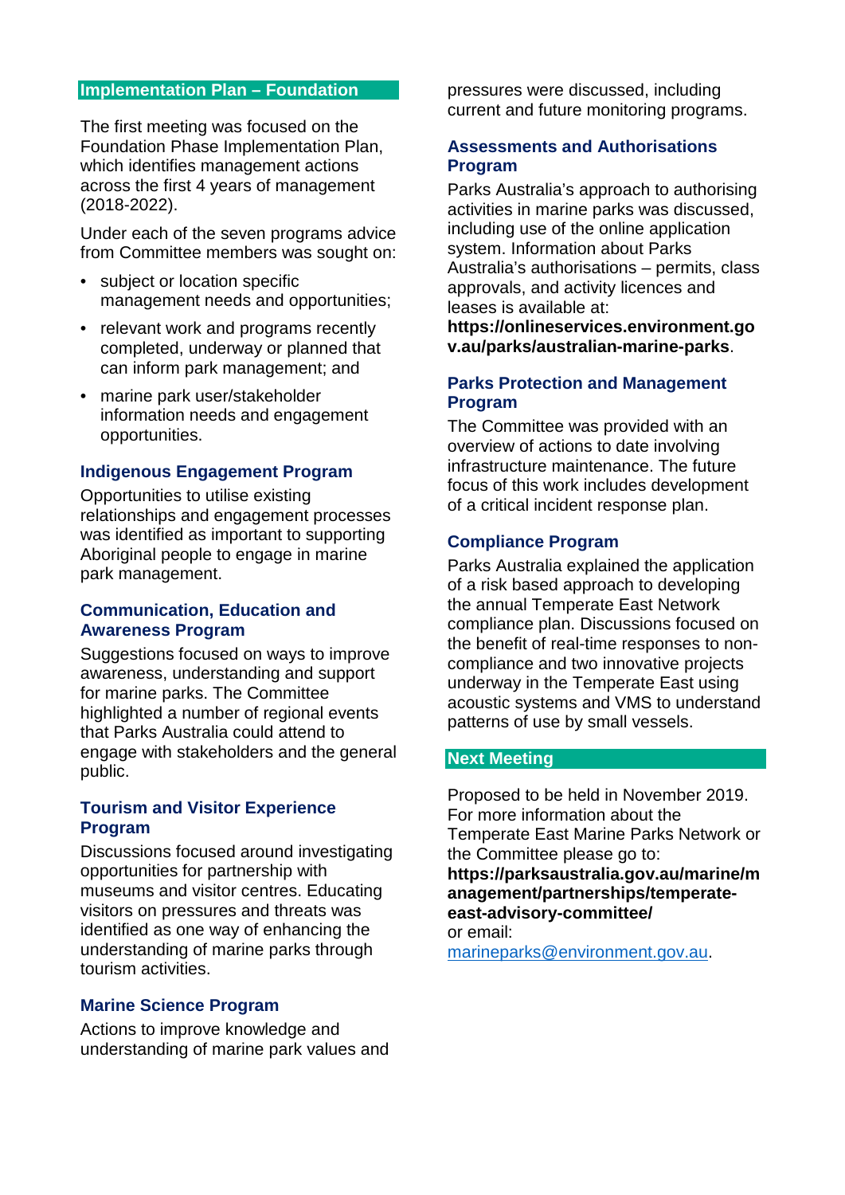## Implementation Plan – Foundation

The first meeting was focused on the Foundation Phase Implementation Plan, which identifies management actions across the first 4 years of management (2018-2022).

Under each of the seven programs advice from Committee members was sought on:

- subject or location specific management needs and opportunities;
- relevant work and programs recently completed, underway or planned that can inform park management; and
- marine park user/stakeholder information needs and engagement opportunities.

### Indigenous Engagement Program

Opportunities to utilise existing relationships and engagement processes was identified as important to supporting Aboriginal people to engage in marine park management.

### Communication, Education and Awareness Program

Suggestions focused on ways to improve awareness, understanding and support for marine parks. The Committee highlighted a number of regional events that Parks Australia could attend to engage with stakeholders and the general public.

### Tourism and Visitor Experience Program

Discussions focused around investigating opportunities for partnership with museums and visitor centres. Educating visitors on pressures and threats was identified as one way of enhancing the understanding of marine parks through tourism activities.

### Marine Science Program

Actions to improve knowledge and understanding of marine park values and pressures were discussed, including current and future monitoring programs.

### Assessments and Authorisations Program

Parks Australia's approach to authorising activities in marine parks was discussed, including use of the online application system. Information about Parks Australia's authorisations – permits, class approvals, and activity licences and leases is available at: **https://onlineservices.environment.gov.au/parks/australian-marine-parks**.

### Parks Protection and Management Program

The Committee was provided with an overview of actions to date involving infrastructure maintenance. The future focus of this work includes development of a critical incident response plan.

### Compliance Program

Parks Australia explained the application of a risk based approach to developing the annual Temperate East Network compliance plan. Discussions focused on the benefit of real-time responses to non-compliance and two innovative projects underway in the Temperate East using acoustic systems and VMS to understand patterns of use by small vessels.

## Next Meeting

Proposed to be held in November 2019. For more information about the Temperate East Marine Parks Network or the Committee please go to: **https://parksaustralia.gov.au/marine/management/partnerships/temperate-east-advisory-committee/**
or email:
marineparks@environment.gov.au.